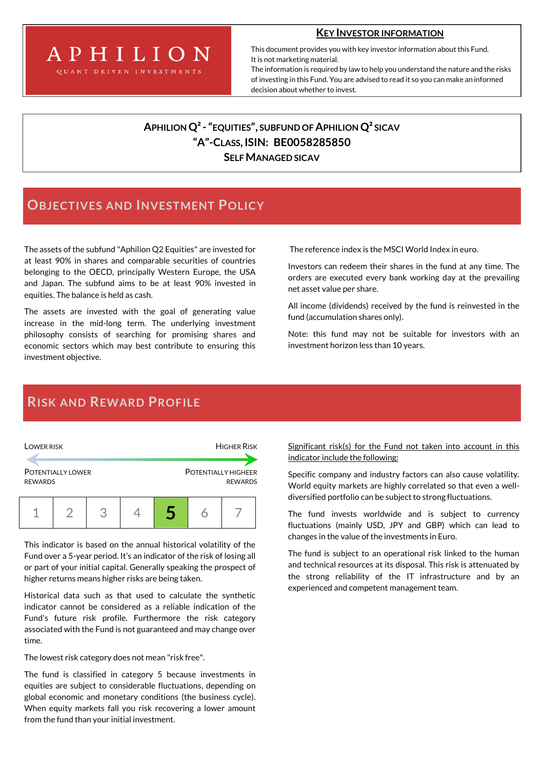APHILION

QUANT DRIVEN INVESTMENTS

**KEY INVESTOR INFORMATION**

This document provides you with key investor information about this Fund. It is not marketing material.
The information is required by law to help you understand the nature and the risks of investing in this Fund. You are advised to read it so you can make an informed decision about whether to invest.

**APHILION Q² - "EQUITIES", SUBFUND OF APHILION Q² SICAV**
**"A"-CLASS, ISIN: BE0058285850**
**SELF MANAGED SICAV**

## OBJECTIVES AND INVESTMENT POLICY

The assets of the subfund "Aphilion Q2 Equities" are invested for at least 90% in shares and comparable securities of countries belonging to the OECD, principally Western Europe, the USA and Japan. The subfund aims to be at least 90% invested in equities. The balance is held as cash.

The assets are invested with the goal of generating value increase in the mid-long term. The underlying investment philosophy consists of searching for promising shares and economic sectors which may best contribute to ensuring this investment objective.

The reference index is the MSCI World Index in euro.

Investors can redeem their shares in the fund at any time. The orders are executed every bank working day at the prevailing net asset value per share.

All income (dividends) received by the fund is reinvested in the fund (accumulation shares only).

Note: this fund may not be suitable for investors with an investment horizon less than 10 years.

## RISK AND REWARD PROFILE

LOWER RISK — HIGHER RISK

POTENTIALLY LOWER REWARDS — POTENTIALLY HIGHEER REWARDS

| | | | | | | |
|---|---|---|---|---|---|---|
| 1 | 2 | 3 | 4 | **5** | 6 | 7 |

This indicator is based on the annual historical volatility of the Fund over a 5-year period. It's an indicator of the risk of losing all or part of your initial capital. Generally speaking the prospect of higher returns means higher risks are being taken.

Historical data such as that used to calculate the synthetic indicator cannot be considered as a reliable indication of the Fund's future risk profile. Furthermore the risk category associated with the Fund is not guaranteed and may change over time.

The lowest risk category does not mean "risk free".

The fund is classified in category 5 because investments in equities are subject to considerable fluctuations, depending on global economic and monetary conditions (the business cycle). When equity markets fall you risk recovering a lower amount from the fund than your initial investment.

Significant risk(s) for the Fund not taken into account in this indicator include the following:

Specific company and industry factors can also cause volatility. World equity markets are highly correlated so that even a well-diversified portfolio can be subject to strong fluctuations.

The fund invests worldwide and is subject to currency fluctuations (mainly USD, JPY and GBP) which can lead to changes in the value of the investments in Euro.

The fund is subject to an operational risk linked to the human and technical resources at its disposal. This risk is attenuated by the strong reliability of the IT infrastructure and by an experienced and competent management team.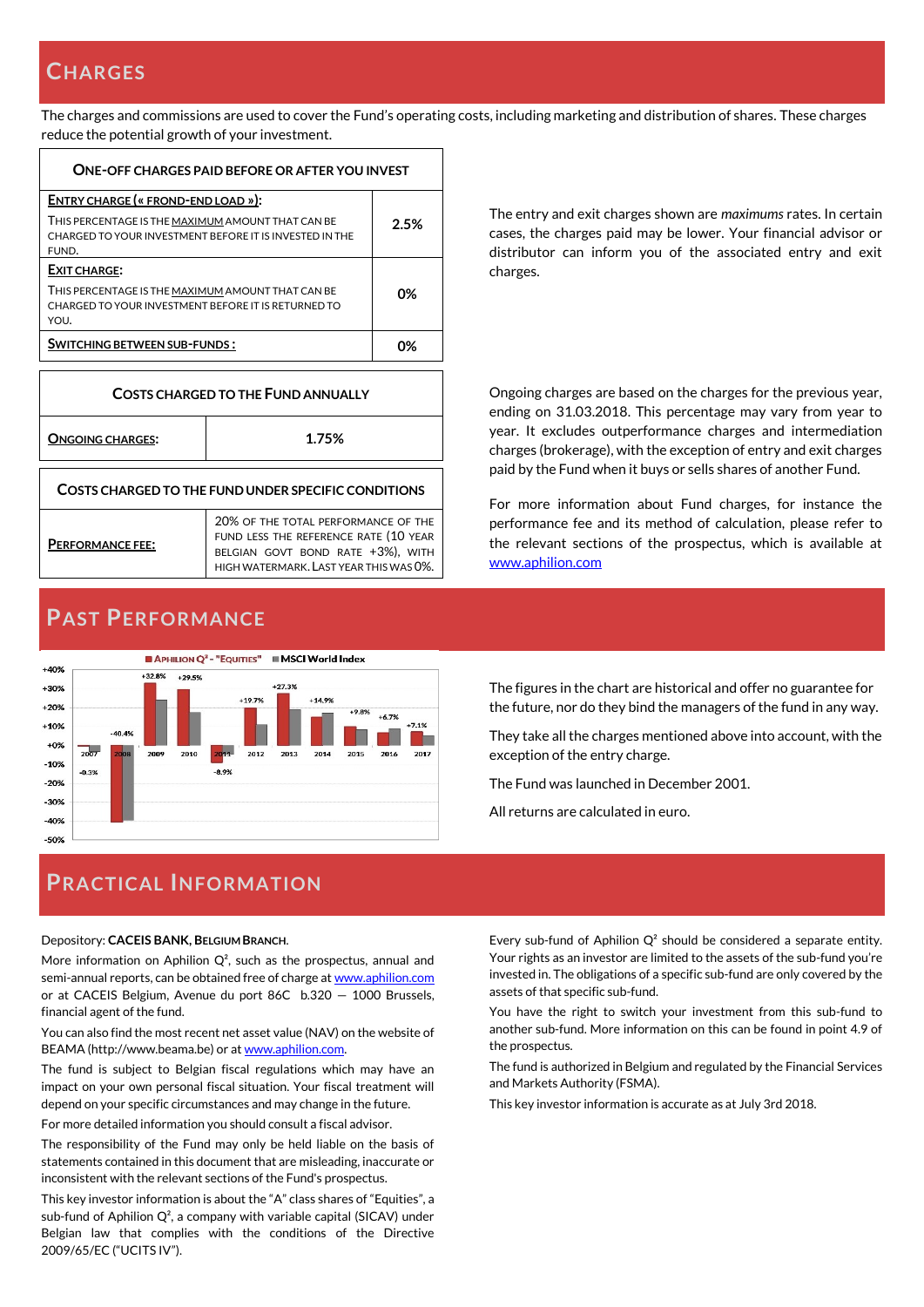## Charges

The charges and commissions are used to cover the Fund's operating costs, including marketing and distribution of shares. These charges reduce the potential growth of your investment.

| One-off charges paid before or after you invest | |
|---|---|
| **Entry charge (« frond-end load »):** This percentage is the maximum amount that can be charged to your investment before it is invested in the fund. | 2.5% |
| **Exit charge:** This percentage is the maximum amount that can be charged to your investment before it is returned to you. | 0% |
| **Switching between sub-funds :** | 0% |

The entry and exit charges shown are *maximums* rates. In certain cases, the charges paid may be lower. Your financial advisor or distributor can inform you of the associated entry and exit charges.

| Costs charged to the Fund annually | |
|---|---|
| **Ongoing charges:** | 1.75% |

| Costs charged to the fund under specific conditions | |
|---|---|
| **Performance fee:** | 20% of the total performance of the fund less the reference rate (10 year Belgian govt bond rate +3%), with high watermark. Last year this was 0%. |

Ongoing charges are based on the charges for the previous year, ending on 31.03.2018. This percentage may vary from year to year. It excludes outperformance charges and intermediation charges (brokerage), with the exception of entry and exit charges paid by the Fund when it buys or sells shares of another Fund.

For more information about Fund charges, for instance the performance fee and its method of calculation, please refer to the relevant sections of the prospectus, which is available at www.aphilion.com

## Past Performance

Aphilion Q² - "Equities" MSCI World Index

+40%
+30%
+20%
+10%
+0%
-10%
-20%
-30%
-40%
-50%

2007 2008 2009 2010 2011 2012 2013 2014 2015 2016 2017

-0.3%
-40.4%
+32.8%
+29.5%
-8.9%
+19.7%
+27.3%
+14.9%
+9.8%
+6.7%
+7.1%

The figures in the chart are historical and offer no guarantee for the future, nor do they bind the managers of the fund in any way.

They take all the charges mentioned above into account, with the exception of the entry charge.

The Fund was launched in December 2001.

All returns are calculated in euro.

## Practical Information

Depository: **CACEIS BANK, Belgium Branch**.

More information on Aphilion Q², such as the prospectus, annual and semi-annual reports, can be obtained free of charge at www.aphilion.com or at CACEIS Belgium, Avenue du port 86C b.320 — 1000 Brussels, financial agent of the fund.

You can also find the most recent net asset value (NAV) on the website of BEAMA (http://www.beama.be) or at www.aphilion.com.

The fund is subject to Belgian fiscal regulations which may have an impact on your own personal fiscal situation. Your fiscal treatment will depend on your specific circumstances and may change in the future.

For more detailed information you should consult a fiscal advisor.

The responsibility of the Fund may only be held liable on the basis of statements contained in this document that are misleading, inaccurate or inconsistent with the relevant sections of the Fund's prospectus.

This key investor information is about the "A" class shares of "Equities", a sub-fund of Aphilion Q², a company with variable capital (SICAV) under Belgian law that complies with the conditions of the Directive 2009/65/EC ("UCITS IV").

Every sub-fund of Aphilion Q² should be considered a separate entity. Your rights as an investor are limited to the assets of the sub-fund you're invested in. The obligations of a specific sub-fund are only covered by the assets of that specific sub-fund.

You have the right to switch your investment from this sub-fund to another sub-fund. More information on this can be found in point 4.9 of the prospectus.

The fund is authorized in Belgium and regulated by the Financial Services and Markets Authority (FSMA).

This key investor information is accurate as at July 3rd 2018.